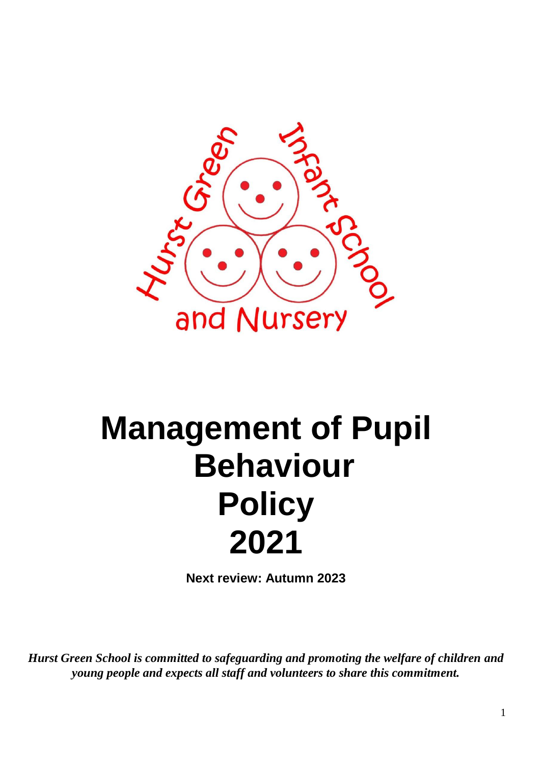Hurst Green Infant School and Nursery

# Management of Pupil Behaviour Policy 2021

**Next review: Autumn 2023**

***Hurst Green School is committed to safeguarding and promoting the welfare of children and young people and expects all staff and volunteers to share this commitment.***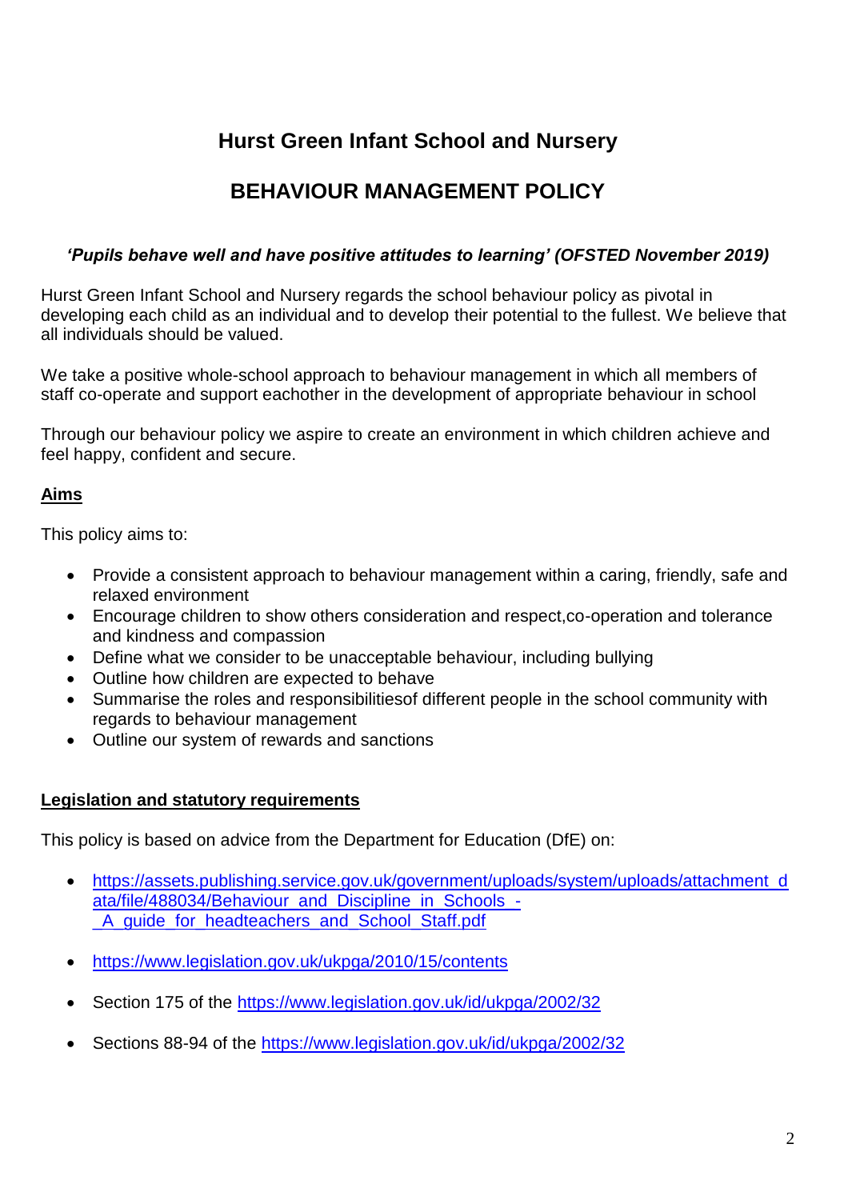# Hurst Green Infant School and Nursery

## BEHAVIOUR MANAGEMENT POLICY

***'Pupils behave well and have positive attitudes to learning' (OFSTED November 2019)***

Hurst Green Infant School and Nursery regards the school behaviour policy as pivotal in developing each child as an individual and to develop their potential to the fullest. We believe that all individuals should be valued.

We take a positive whole-school approach to behaviour management in which all members of staff co-operate and support eachother in the development of appropriate behaviour in school

Through our behaviour policy we aspire to create an environment in which children achieve and feel happy, confident and secure.

### Aims

This policy aims to:

- Provide a consistent approach to behaviour management within a caring, friendly, safe and relaxed environment
- Encourage children to show others consideration and respect,co-operation and tolerance and kindness and compassion
- Define what we consider to be unacceptable behaviour, including bullying
- Outline how children are expected to behave
- Summarise the roles and responsibilitiesof different people in the school community with regards to behaviour management
- Outline our system of rewards and sanctions

### Legislation and statutory requirements

This policy is based on advice from the Department for Education (DfE) on:

- https://assets.publishing.service.gov.uk/government/uploads/system/uploads/attachment_data/file/488034/Behaviour_and_Discipline_in_Schools_-_A_guide_for_headteachers_and_School_Staff.pdf
- https://www.legislation.gov.uk/ukpga/2010/15/contents
- Section 175 of the https://www.legislation.gov.uk/id/ukpga/2002/32
- Sections 88-94 of the https://www.legislation.gov.uk/id/ukpga/2002/32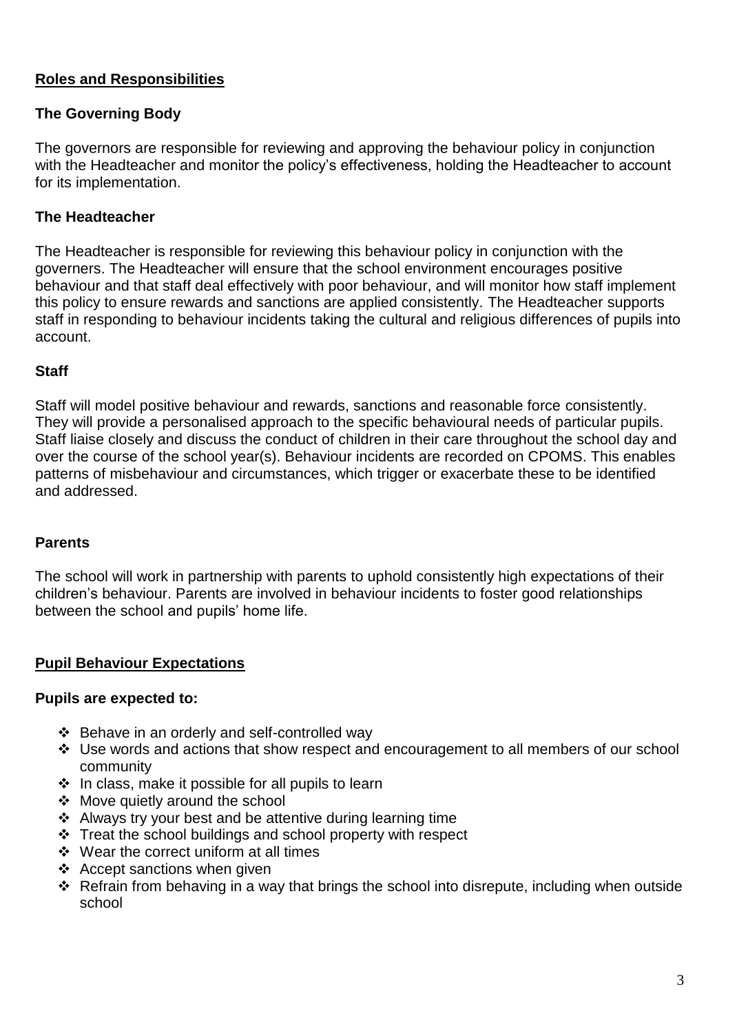## **Roles and Responsibilities**

### The Governing Body

The governors are responsible for reviewing and approving the behaviour policy in conjunction with the Headteacher and monitor the policy's effectiveness, holding the Headteacher to account for its implementation.

### The Headteacher

The Headteacher is responsible for reviewing this behaviour policy in conjunction with the governers. The Headteacher will ensure that the school environment encourages positive behaviour and that staff deal effectively with poor behaviour, and will monitor how staff implement this policy to ensure rewards and sanctions are applied consistently. The Headteacher supports staff in responding to behaviour incidents taking the cultural and religious differences of pupils into account.

### Staff

Staff will model positive behaviour and rewards, sanctions and reasonable force consistently. They will provide a personalised approach to the specific behavioural needs of particular pupils. Staff liaise closely and discuss the conduct of children in their care throughout the school day and over the course of the school year(s). Behaviour incidents are recorded on CPOMS. This enables patterns of misbehaviour and circumstances, which trigger or exacerbate these to be identified and addressed.

### Parents

The school will work in partnership with parents to uphold consistently high expectations of their children's behaviour. Parents are involved in behaviour incidents to foster good relationships between the school and pupils' home life.

## **Pupil Behaviour Expectations**

**Pupils are expected to:**

- Behave in an orderly and self-controlled way
- Use words and actions that show respect and encouragement to all members of our school community
- In class, make it possible for all pupils to learn
- Move quietly around the school
- Always try your best and be attentive during learning time
- Treat the school buildings and school property with respect
- Wear the correct uniform at all times
- Accept sanctions when given
- Refrain from behaving in a way that brings the school into disrepute, including when outside school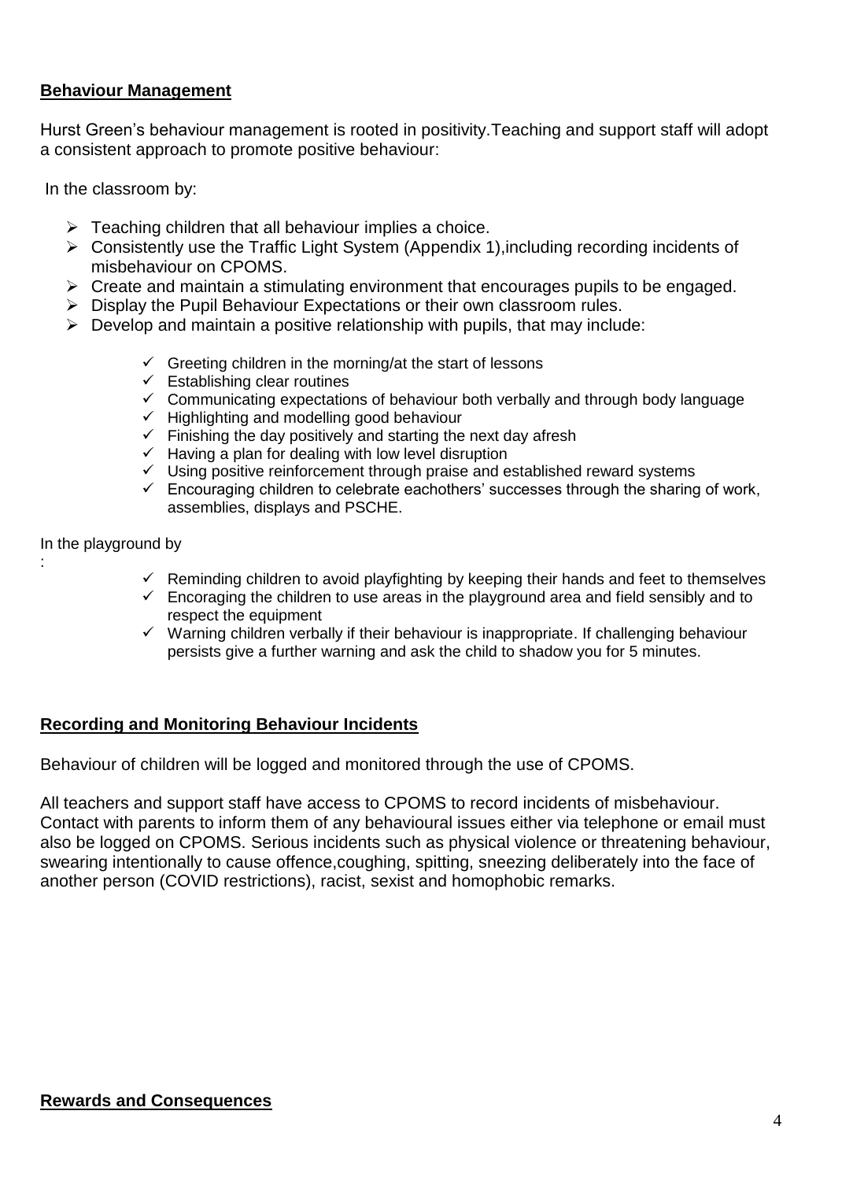## Behaviour Management

Hurst Green's behaviour management is rooted in positivity.Teaching and support staff will adopt a consistent approach to promote positive behaviour:

In the classroom by:

- Teaching children that all behaviour implies a choice.
- Consistently use the Traffic Light System (Appendix 1),including recording incidents of misbehaviour on CPOMS.
- Create and maintain a stimulating environment that encourages pupils to be engaged.
- Display the Pupil Behaviour Expectations or their own classroom rules.
- Develop and maintain a positive relationship with pupils, that may include:
  - Greeting children in the morning/at the start of lessons
  - Establishing clear routines
  - Communicating expectations of behaviour both verbally and through body language
  - Highlighting and modelling good behaviour
  - Finishing the day positively and starting the next day afresh
  - Having a plan for dealing with low level disruption
  - Using positive reinforcement through praise and established reward systems
  - Encouraging children to celebrate eachothers' successes through the sharing of work, assemblies, displays and PSCHE.

In the playground by
:

- Reminding children to avoid playfighting by keeping their hands and feet to themselves
- Encoraging the children to use areas in the playground area and field sensibly and to respect the equipment
- Warning children verbally if their behaviour is inappropriate. If challenging behaviour persists give a further warning and ask the child to shadow you for 5 minutes.

## Recording and Monitoring Behaviour Incidents

Behaviour of children will be logged and monitored through the use of CPOMS.

All teachers and support staff have access to CPOMS to record incidents of misbehaviour. Contact with parents to inform them of any behavioural issues either via telephone or email must also be logged on CPOMS. Serious incidents such as physical violence or threatening behaviour, swearing intentionally to cause offence,coughing, spitting, sneezing deliberately into the face of another person (COVID restrictions), racist, sexist and homophobic remarks.

## Rewards and Consequences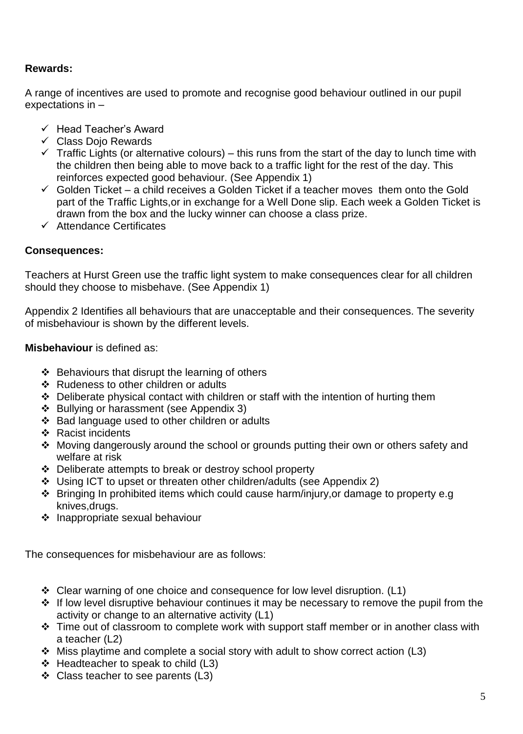**Rewards:**

A range of incentives are used to promote and recognise good behaviour outlined in our pupil expectations in –

- ✓ Head Teacher's Award
- ✓ Class Dojo Rewards
- ✓ Traffic Lights (or alternative colours) – this runs from the start of the day to lunch time with the children then being able to move back to a traffic light for the rest of the day. This reinforces expected good behaviour. (See Appendix 1)
- ✓ Golden Ticket – a child receives a Golden Ticket if a teacher moves them onto the Gold part of the Traffic Lights,or in exchange for a Well Done slip. Each week a Golden Ticket is drawn from the box and the lucky winner can choose a class prize.
- ✓ Attendance Certificates

**Consequences:**

Teachers at Hurst Green use the traffic light system to make consequences clear for all children should they choose to misbehave. (See Appendix 1)

Appendix 2 Identifies all behaviours that are unacceptable and their consequences. The severity of misbehaviour is shown by the different levels.

**Misbehaviour** is defined as:

- ❖ Behaviours that disrupt the learning of others
- ❖ Rudeness to other children or adults
- ❖ Deliberate physical contact with children or staff with the intention of hurting them
- ❖ Bullying or harassment (see Appendix 3)
- ❖ Bad language used to other children or adults
- ❖ Racist incidents
- ❖ Moving dangerously around the school or grounds putting their own or others safety and welfare at risk
- ❖ Deliberate attempts to break or destroy school property
- ❖ Using ICT to upset or threaten other children/adults (see Appendix 2)
- ❖ Bringing In prohibited items which could cause harm/injury,or damage to property e.g knives,drugs.
- ❖ Inappropriate sexual behaviour

The consequences for misbehaviour are as follows:

- ❖ Clear warning of one choice and consequence for low level disruption. (L1)
- ❖ If low level disruptive behaviour continues it may be necessary to remove the pupil from the activity or change to an alternative activity (L1)
- ❖ Time out of classroom to complete work with support staff member or in another class with a teacher (L2)
- ❖ Miss playtime and complete a social story with adult to show correct action (L3)
- ❖ Headteacher to speak to child (L3)
- ❖ Class teacher to see parents (L3)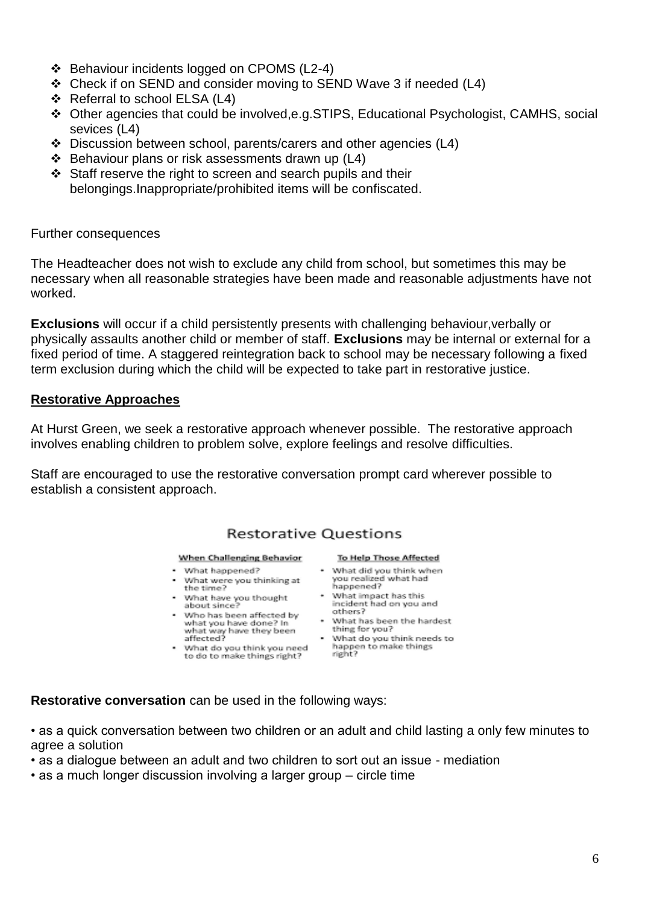- Behaviour incidents logged on CPOMS (L2-4)
- Check if on SEND and consider moving to SEND Wave 3 if needed (L4)
- Referral to school ELSA (L4)
- Other agencies that could be involved,e.g.STIPS, Educational Psychologist, CAMHS, social sevices (L4)
- Discussion between school, parents/carers and other agencies (L4)
- Behaviour plans or risk assessments drawn up (L4)
- Staff reserve the right to screen and search pupils and their belongings.Inappropriate/prohibited items will be confiscated.

Further consequences

The Headteacher does not wish to exclude any child from school, but sometimes this may be necessary when all reasonable strategies have been made and reasonable adjustments have not worked.

**Exclusions** will occur if a child persistently presents with challenging behaviour,verbally or physically assaults another child or member of staff. **Exclusions** may be internal or external for a fixed period of time. A staggered reintegration back to school may be necessary following a fixed term exclusion during which the child will be expected to take part in restorative justice.

## Restorative Approaches

At Hurst Green, we seek a restorative approach whenever possible. The restorative approach involves enabling children to problem solve, explore feelings and resolve difficulties.

Staff are encouraged to use the restorative conversation prompt card wherever possible to establish a consistent approach.

### Restorative Questions

**When Challenging Behavior**

- What happened?
- What were you thinking at the time?
- What have you thought about since?
- Who has been affected by what you have done? In what way have they been affected?
- What do you think you need to do to make things right?

**To Help Those Affected**

- What did you think when you realized what had happened?
- What impact has this incident had on you and others?
- What has been the hardest thing for you?
- What do you think needs to happen to make things right?

**Restorative conversation** can be used in the following ways:

- as a quick conversation between two children or an adult and child lasting a only few minutes to agree a solution
- as a dialogue between an adult and two children to sort out an issue - mediation
- as a much longer discussion involving a larger group – circle time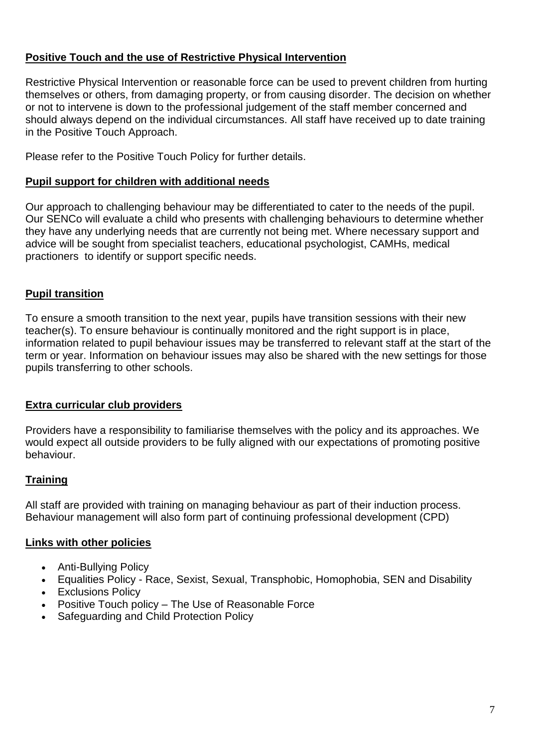## Positive Touch and the use of Restrictive Physical Intervention

Restrictive Physical Intervention or reasonable force can be used to prevent children from hurting themselves or others, from damaging property, or from causing disorder. The decision on whether or not to intervene is down to the professional judgement of the staff member concerned and should always depend on the individual circumstances. All staff have received up to date training in the Positive Touch Approach.

Please refer to the Positive Touch Policy for further details.

## Pupil support for children with additional needs

Our approach to challenging behaviour may be differentiated to cater to the needs of the pupil. Our SENCo will evaluate a child who presents with challenging behaviours to determine whether they have any underlying needs that are currently not being met. Where necessary support and advice will be sought from specialist teachers, educational psychologist, CAMHs, medical practioners to identify or support specific needs.

## Pupil transition

To ensure a smooth transition to the next year, pupils have transition sessions with their new teacher(s). To ensure behaviour is continually monitored and the right support is in place, information related to pupil behaviour issues may be transferred to relevant staff at the start of the term or year. Information on behaviour issues may also be shared with the new settings for those pupils transferring to other schools.

## Extra curricular club providers

Providers have a responsibility to familiarise themselves with the policy and its approaches. We would expect all outside providers to be fully aligned with our expectations of promoting positive behaviour.

## Training

All staff are provided with training on managing behaviour as part of their induction process. Behaviour management will also form part of continuing professional development (CPD)

## Links with other policies

- Anti-Bullying Policy
- Equalities Policy - Race, Sexist, Sexual, Transphobic, Homophobia, SEN and Disability
- Exclusions Policy
- Positive Touch policy – The Use of Reasonable Force
- Safeguarding and Child Protection Policy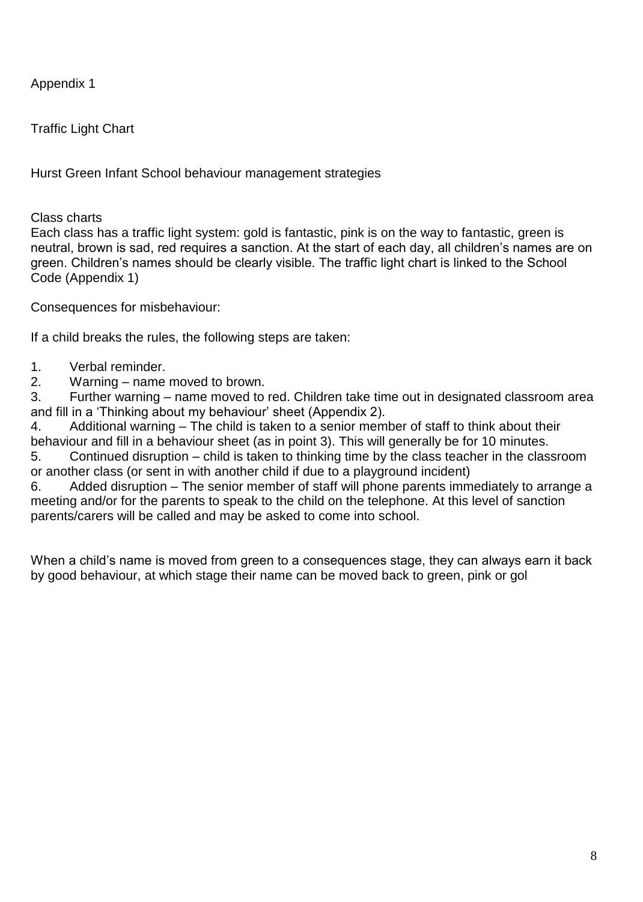Appendix 1

Traffic Light Chart

Hurst Green Infant School behaviour management strategies

Class charts

Each class has a traffic light system: gold is fantastic, pink is on the way to fantastic, green is neutral, brown is sad, red requires a sanction. At the start of each day, all children's names are on green. Children's names should be clearly visible. The traffic light chart is linked to the School Code (Appendix 1)

Consequences for misbehaviour:

If a child breaks the rules, the following steps are taken:

1. Verbal reminder.
2. Warning – name moved to brown.
3. Further warning – name moved to red. Children take time out in designated classroom area and fill in a 'Thinking about my behaviour' sheet (Appendix 2).
4. Additional warning – The child is taken to a senior member of staff to think about their behaviour and fill in a behaviour sheet (as in point 3). This will generally be for 10 minutes.
5. Continued disruption – child is taken to thinking time by the class teacher in the classroom or another class (or sent in with another child if due to a playground incident)
6. Added disruption – The senior member of staff will phone parents immediately to arrange a meeting and/or for the parents to speak to the child on the telephone. At this level of sanction parents/carers will be called and may be asked to come into school.

When a child's name is moved from green to a consequences stage, they can always earn it back by good behaviour, at which stage their name can be moved back to green, pink or gol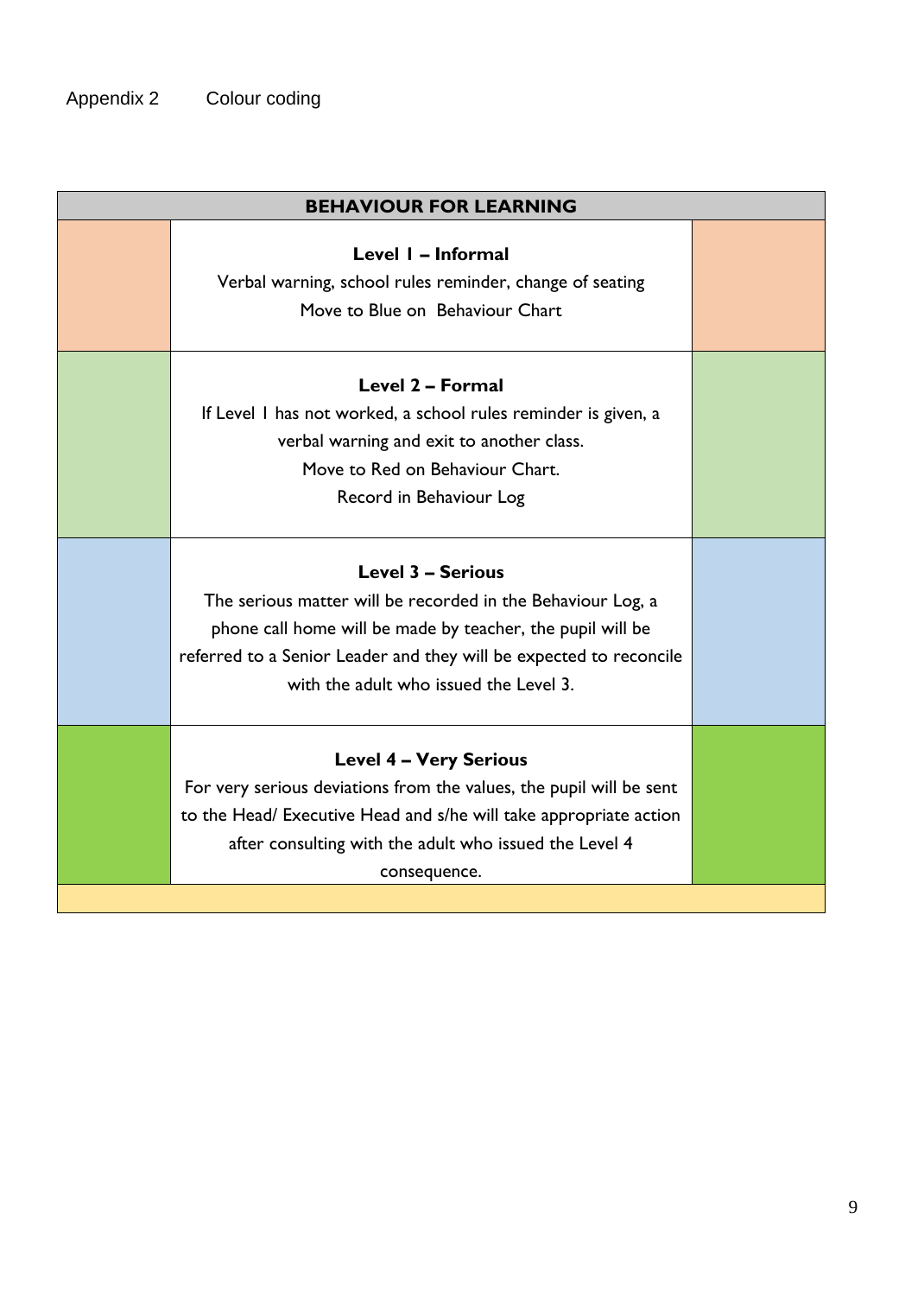Appendix 2 Colour coding

| BEHAVIOUR FOR LEARNING |
| --- |
| **Level 1 – Informal**<br>Verbal warning, school rules reminder, change of seating<br>Move to Blue on Behaviour Chart |
| **Level 2 – Formal**<br>If Level 1 has not worked, a school rules reminder is given, a verbal warning and exit to another class.<br>Move to Red on Behaviour Chart.<br>Record in Behaviour Log |
| **Level 3 – Serious**<br>The serious matter will be recorded in the Behaviour Log, a phone call home will be made by teacher, the pupil will be referred to a Senior Leader and they will be expected to reconcile with the adult who issued the Level 3. |
| **Level 4 – Very Serious**<br>For very serious deviations from the values, the pupil will be sent to the Head/ Executive Head and s/he will take appropriate action after consulting with the adult who issued the Level 4 consequence. |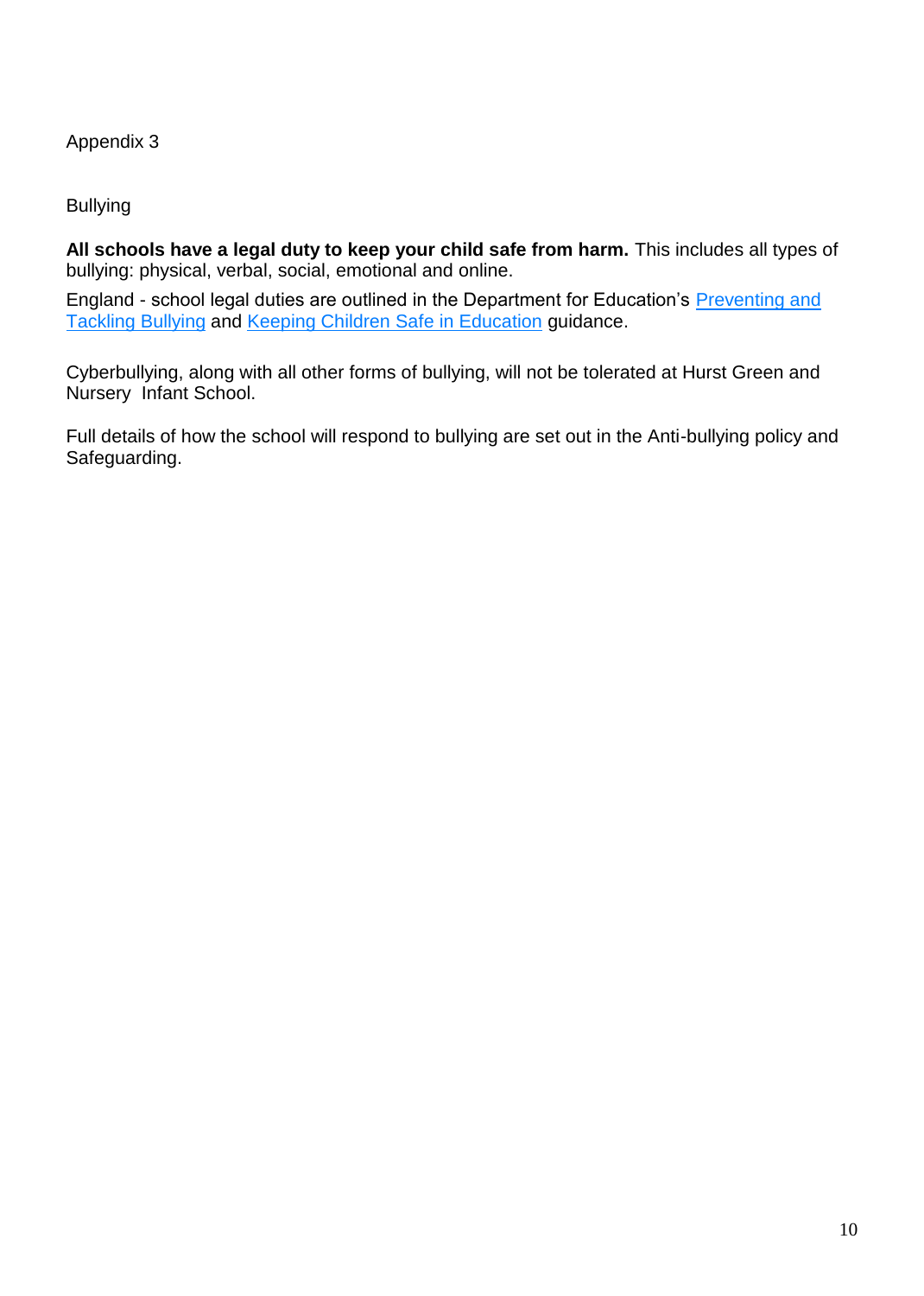Appendix 3

Bullying

**All schools have a legal duty to keep your child safe from harm.** This includes all types of bullying: physical, verbal, social, emotional and online.

England - school legal duties are outlined in the Department for Education's [Preventing and Tackling Bullying] and [Keeping Children Safe in Education] guidance.

Cyberbullying, along with all other forms of bullying, will not be tolerated at Hurst Green and Nursery  Infant School.

Full details of how the school will respond to bullying are set out in the Anti-bullying policy and Safeguarding.